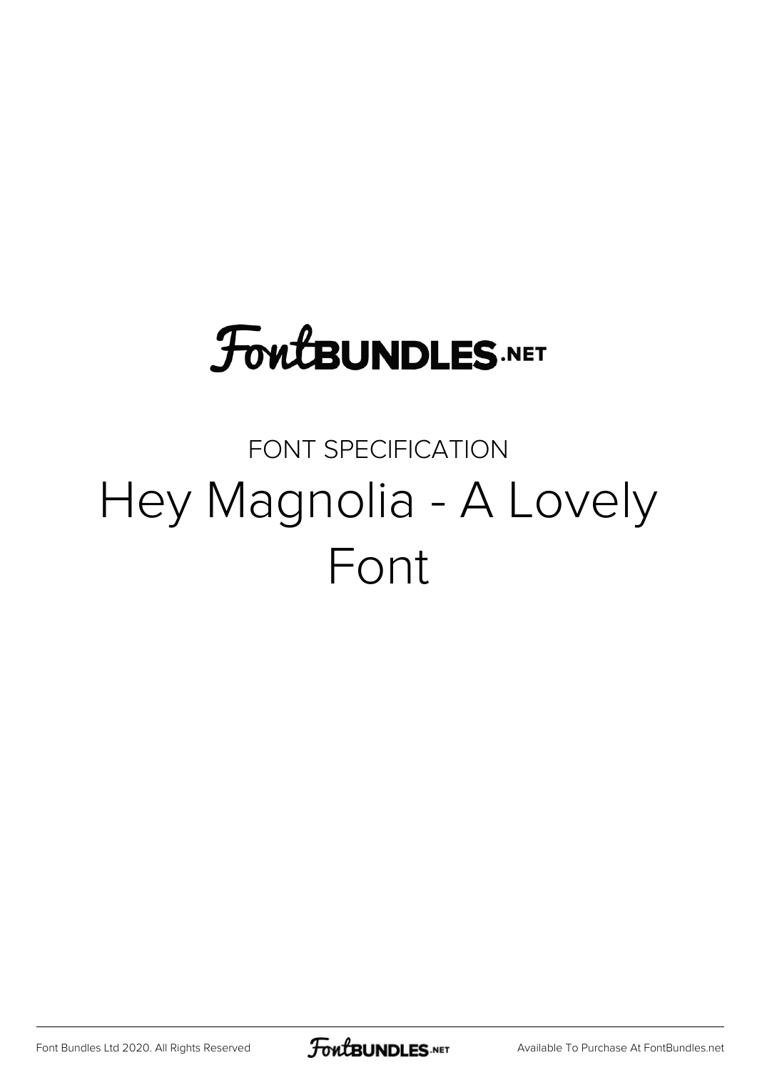FontBUNDLES.NET

FONT SPECIFICATION

# Hey Magnolia - A Lovely Font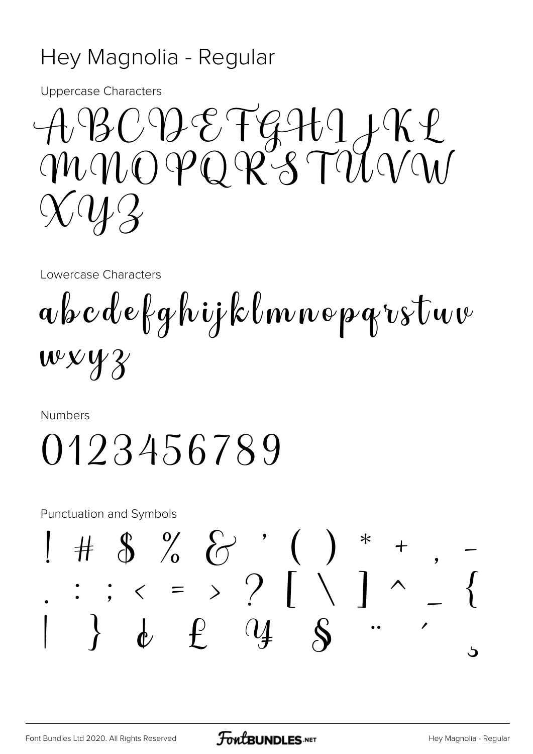# Hey Magnolia - Regular

Uppercase Characters

ABCDEFGHIJKL
MNOPQRSTUVW
XYZ

Lowercase Characters

abcdefghijklmnopqrstuv
wxyz

Numbers

0123456789

Punctuation and Symbols

! # $ % & ' ( ) * + , -
. : ; < = > ? [ \ ] ^ _ {
| } ¢ £ ¥ § ¨ ´ ¸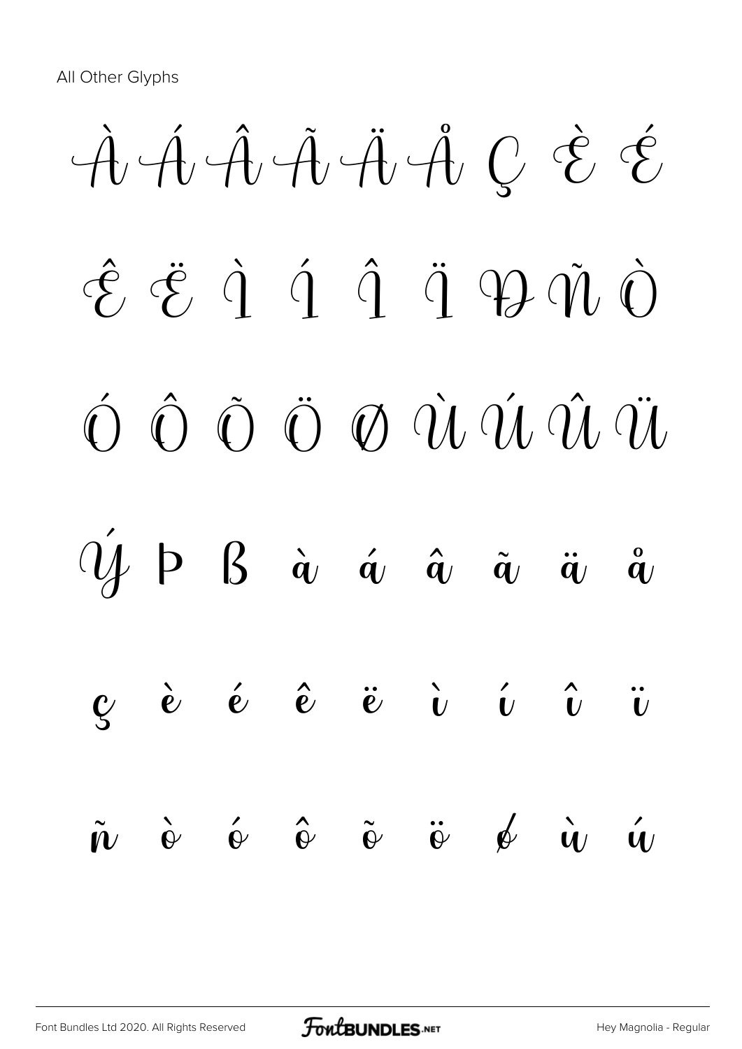All Other Glyphs

À Á Â Ã Ä Å Ç È É

Ê Ë Ì Í Î Ï Ð Ñ Ò

Ó Ô Õ Ö Ø Ù Ú Û Ü

Ý Þ ß à á â ã ä å

ç è é ê ë ì í î ï

ñ ò ó ô õ ö ø ù ú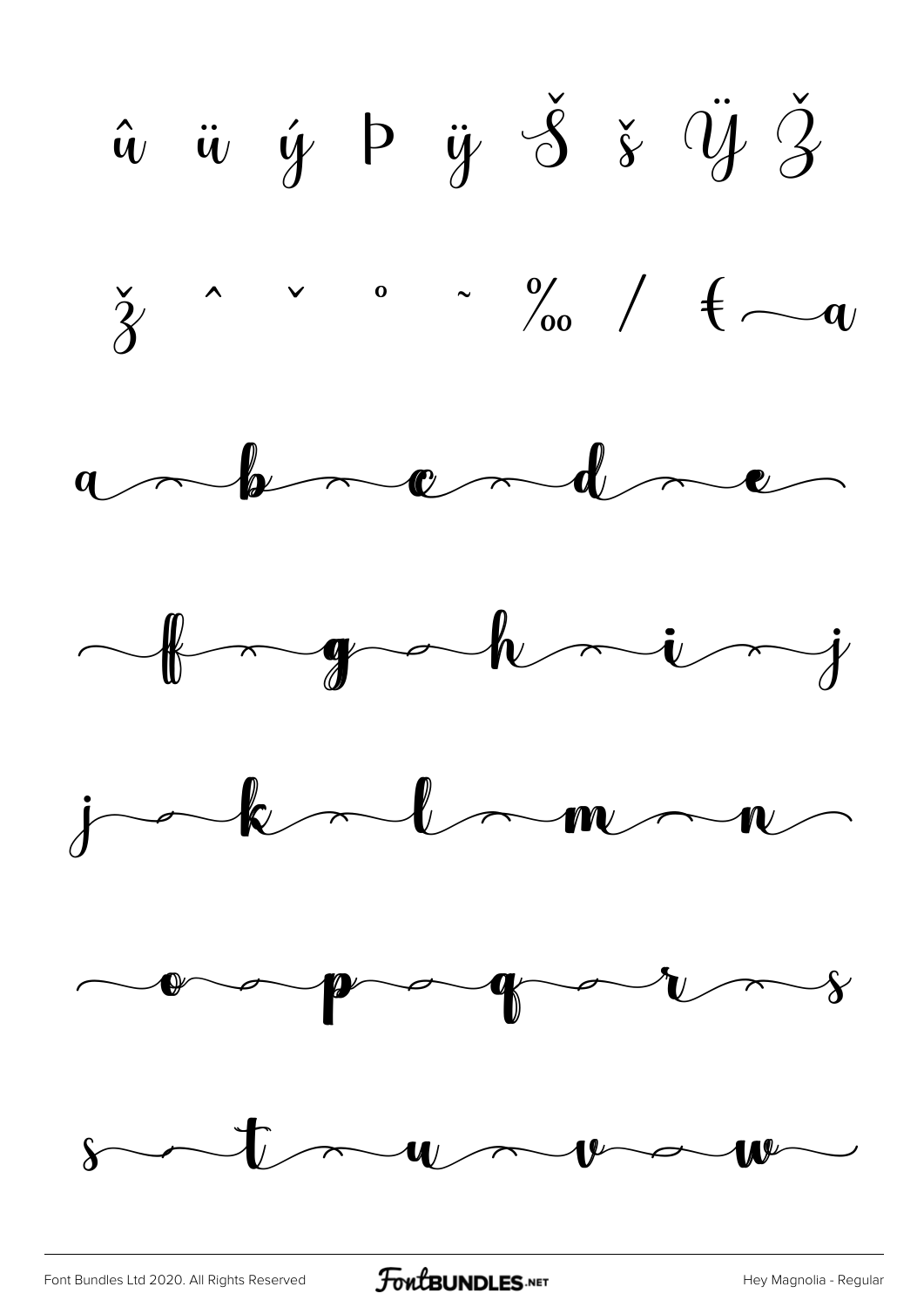û ü ý Þ ÿ Š š Ÿ Ž

ž ˆ ˇ ˚ ˜ ‰ / € a

a b c d e

f g h i j

j k l m n

o p q r s

s t u v w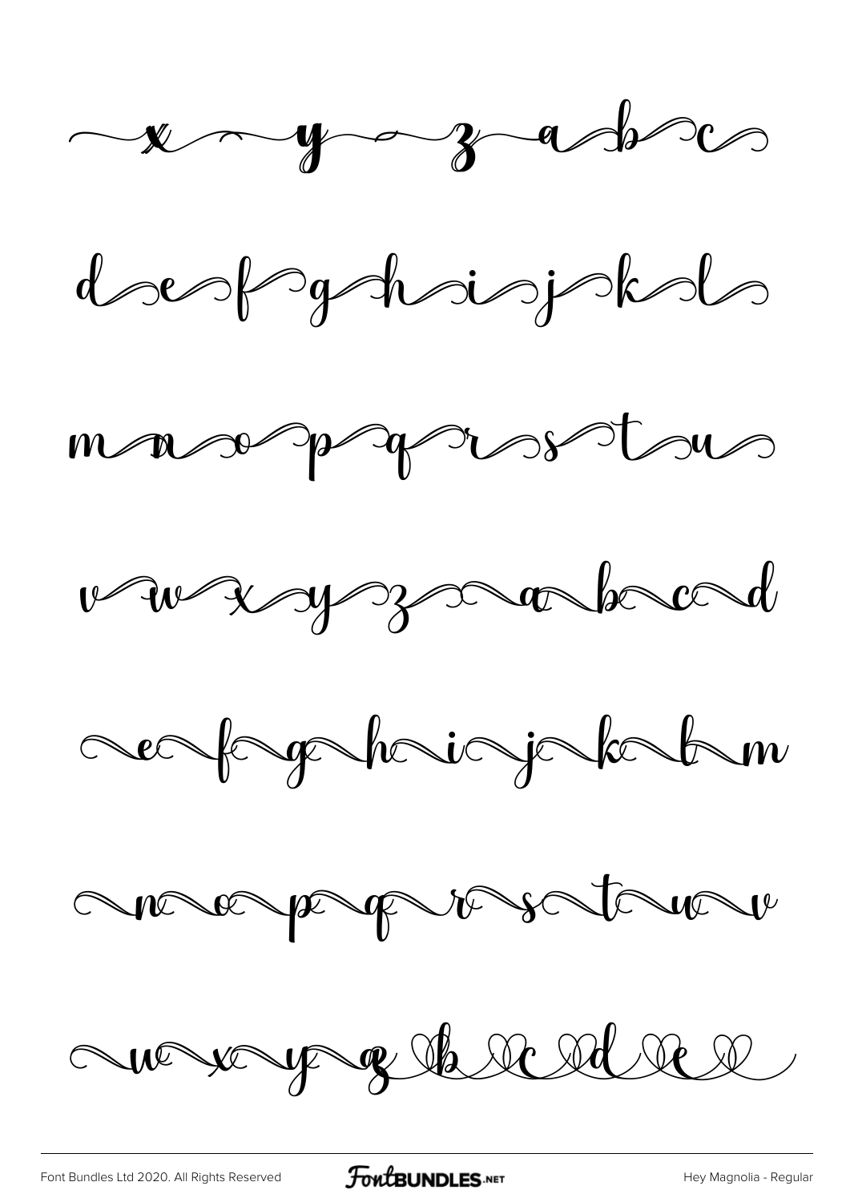x y z a b c

d e f g h i j k l

m n o p q r s t u

v w x y z a b c d

e f g h i j k l m

n o p q r s t u v

w x y z b c d e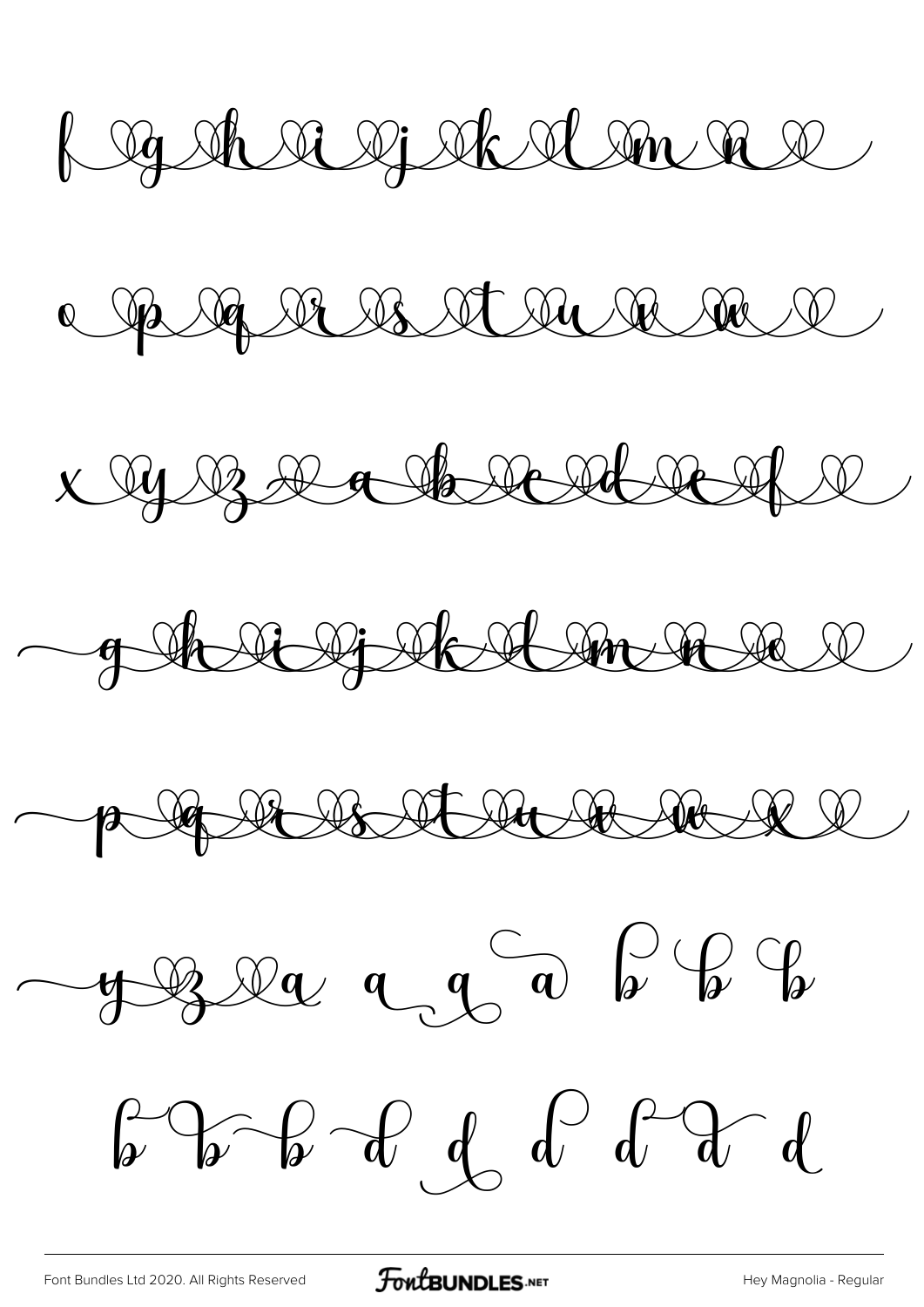f g h i j k l m n

o p q r s t u v w

x y z a b c d e f

g h i j k l m n o

p q r s t u v w x

y z a a a a b b b

b b b d d d d d d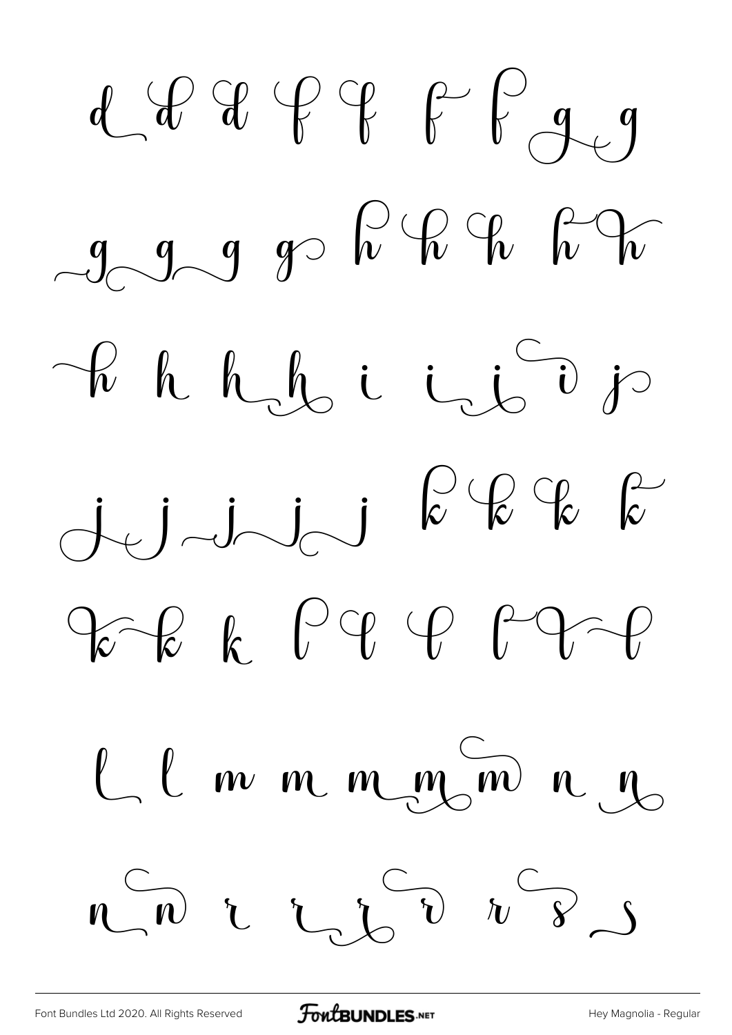d d d f f f f g g

g g g g h h h h h

h h h h i i i i j

j j j j j k k k k

k k k l l l l l

l l m m m m m n n

n n r r r r r s s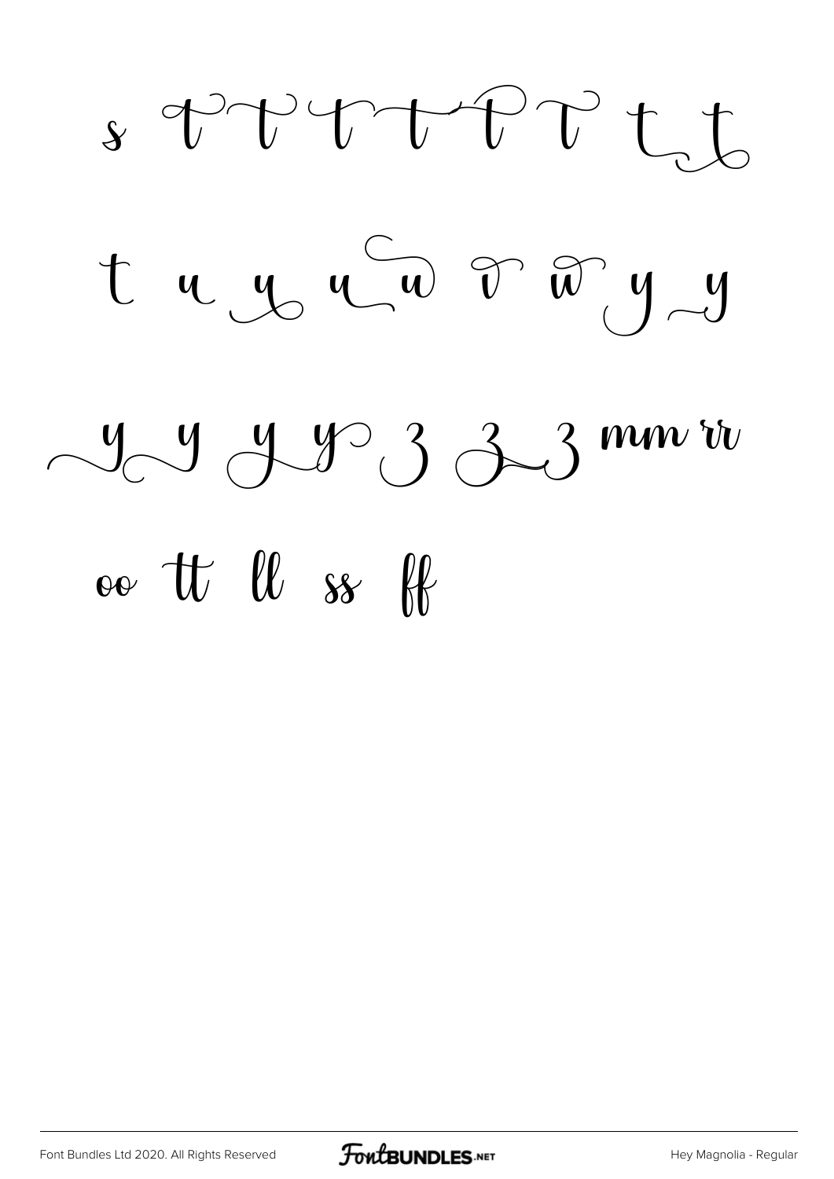s t t t t t t t t

t u u u u u u y y

y y y y 3 3 3 mm rr

oo tt ll ss ff